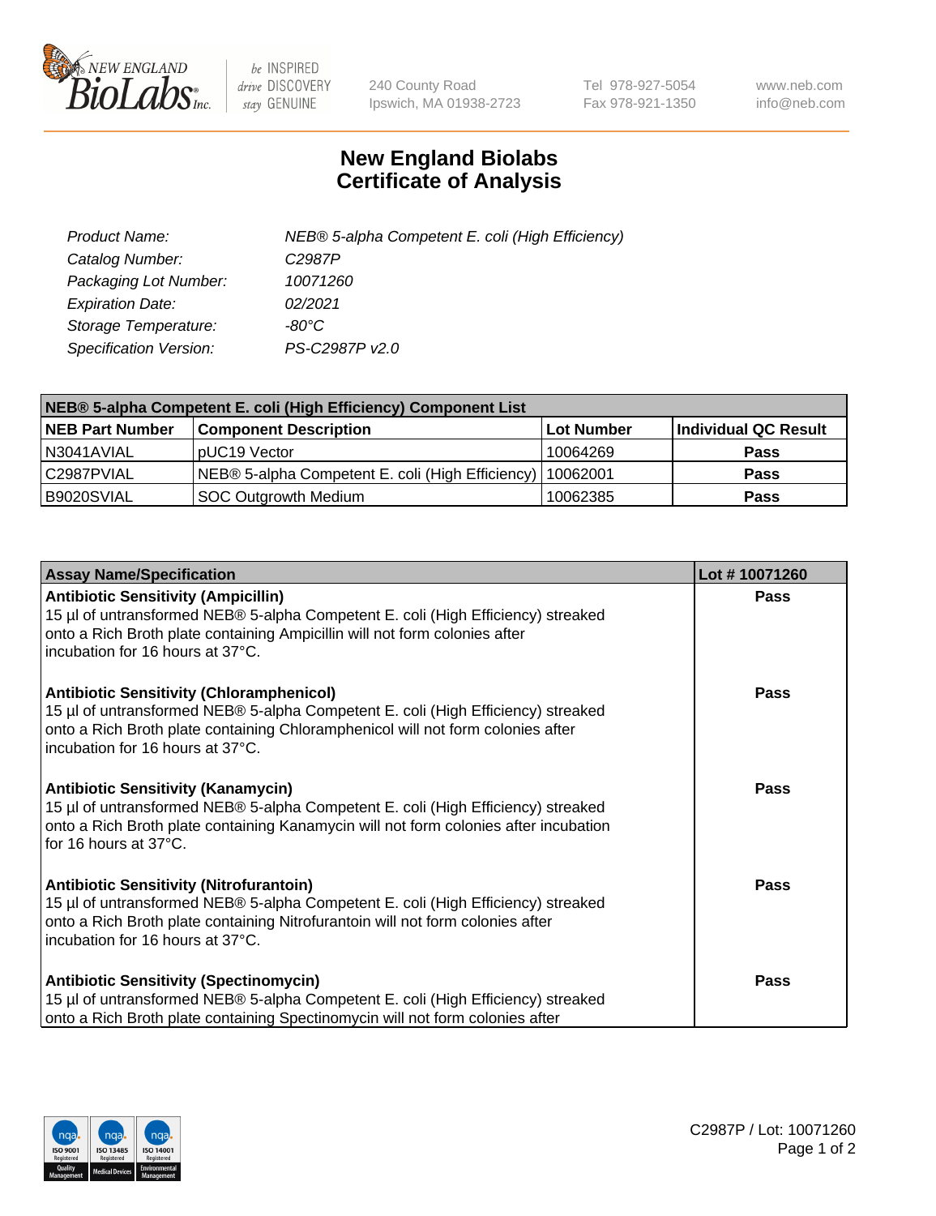NEW ENGLAND BioLabs Inc.

be INSPIRED drive DISCOVERY stay GENUINE

240 County Road
Ipswich, MA 01938-2723

Tel 978-927-5054
Fax 978-921-1350

www.neb.com
info@neb.com

# New England Biolabs Certificate of Analysis

| | |
|---|---|
| *Product Name:* | *NEB® 5-alpha Competent E. coli (High Efficiency)* |
| *Catalog Number:* | *C2987P* |
| *Packaging Lot Number:* | *10071260* |
| *Expiration Date:* | *02/2021* |
| *Storage Temperature:* | *-80°C* |
| *Specification Version:* | *PS-C2987P v2.0* |

| NEB® 5-alpha Competent E. coli (High Efficiency) Component List | | | |
|---|---|---|---|
| **NEB Part Number** | **Component Description** | **Lot Number** | **Individual QC Result** |
| N3041AVIAL | pUC19 Vector | 10064269 | **Pass** |
| C2987PVIAL | NEB® 5-alpha Competent E. coli (High Efficiency) | 10062001 | **Pass** |
| B9020SVIAL | SOC Outgrowth Medium | 10062385 | **Pass** |

| Assay Name/Specification | Lot # 10071260 |
|---|---|
| **Antibiotic Sensitivity (Ampicillin)**<br>15 µl of untransformed NEB® 5-alpha Competent E. coli (High Efficiency) streaked onto a Rich Broth plate containing Ampicillin will not form colonies after incubation for 16 hours at 37°C. | **Pass** |
| **Antibiotic Sensitivity (Chloramphenicol)**<br>15 µl of untransformed NEB® 5-alpha Competent E. coli (High Efficiency) streaked onto a Rich Broth plate containing Chloramphenicol will not form colonies after incubation for 16 hours at 37°C. | **Pass** |
| **Antibiotic Sensitivity (Kanamycin)**<br>15 µl of untransformed NEB® 5-alpha Competent E. coli (High Efficiency) streaked onto a Rich Broth plate containing Kanamycin will not form colonies after incubation for 16 hours at 37°C. | **Pass** |
| **Antibiotic Sensitivity (Nitrofurantoin)**<br>15 µl of untransformed NEB® 5-alpha Competent E. coli (High Efficiency) streaked onto a Rich Broth plate containing Nitrofurantoin will not form colonies after incubation for 16 hours at 37°C. | **Pass** |
| **Antibiotic Sensitivity (Spectinomycin)**<br>15 µl of untransformed NEB® 5-alpha Competent E. coli (High Efficiency) streaked onto a Rich Broth plate containing Spectinomycin will not form colonies after | **Pass** |

C2987P / Lot: 10071260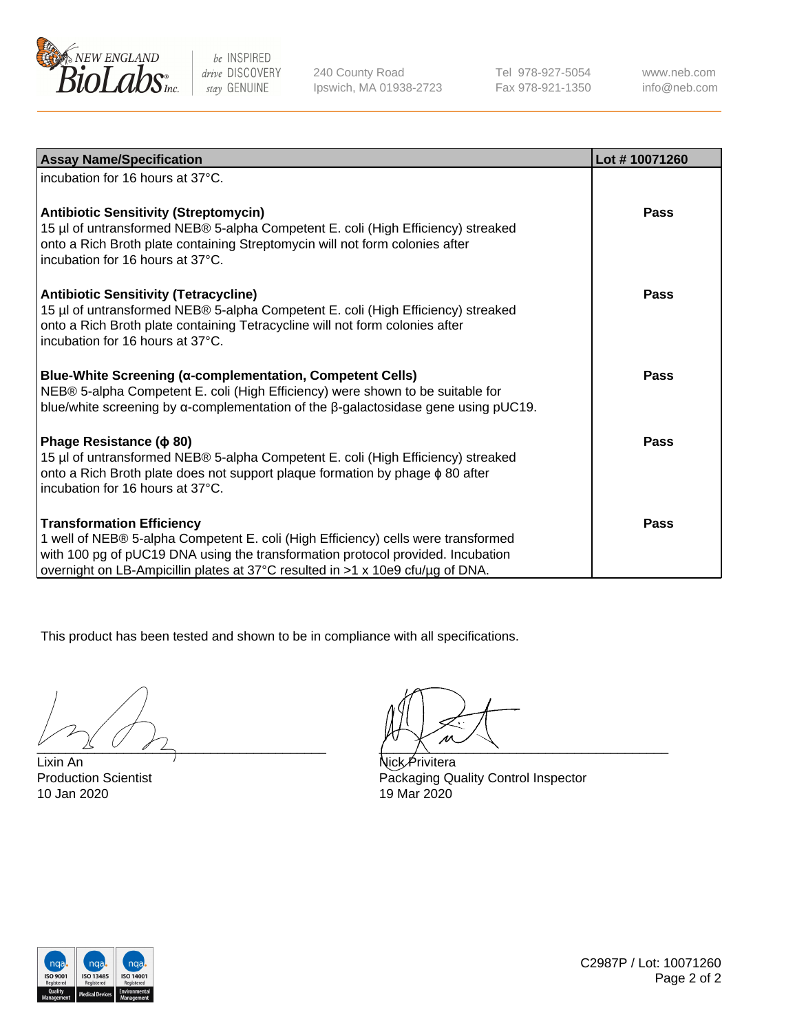| Assay Name/Specification | Lot # 10071260 |
| --- | --- |
| incubation for 16 hours at 37°C. | |
| **Antibiotic Sensitivity (Streptomycin)**<br>15 µl of untransformed NEB® 5-alpha Competent E. coli (High Efficiency) streaked onto a Rich Broth plate containing Streptomycin will not form colonies after incubation for 16 hours at 37°C. | **Pass** |
| **Antibiotic Sensitivity (Tetracycline)**<br>15 µl of untransformed NEB® 5-alpha Competent E. coli (High Efficiency) streaked onto a Rich Broth plate containing Tetracycline will not form colonies after incubation for 16 hours at 37°C. | **Pass** |
| **Blue-White Screening (α-complementation, Competent Cells)**<br>NEB® 5-alpha Competent E. coli (High Efficiency) were shown to be suitable for blue/white screening by α-complementation of the β-galactosidase gene using pUC19. | **Pass** |
| **Phage Resistance (ϕ 80)**<br>15 µl of untransformed NEB® 5-alpha Competent E. coli (High Efficiency) streaked onto a Rich Broth plate does not support plaque formation by phage ϕ 80 after incubation for 16 hours at 37°C. | **Pass** |
| **Transformation Efficiency**<br>1 well of NEB® 5-alpha Competent E. coli (High Efficiency) cells were transformed with 100 pg of pUC19 DNA using the transformation protocol provided. Incubation overnight on LB-Ampicillin plates at 37°C resulted in >1 x 10e9 cfu/µg of DNA. | **Pass** |

This product has been tested and shown to be in compliance with all specifications.

Lixin An
Production Scientist
10 Jan 2020

Nick Privitera
Packaging Quality Control Inspector
19 Mar 2020

C2987P / Lot: 10071260